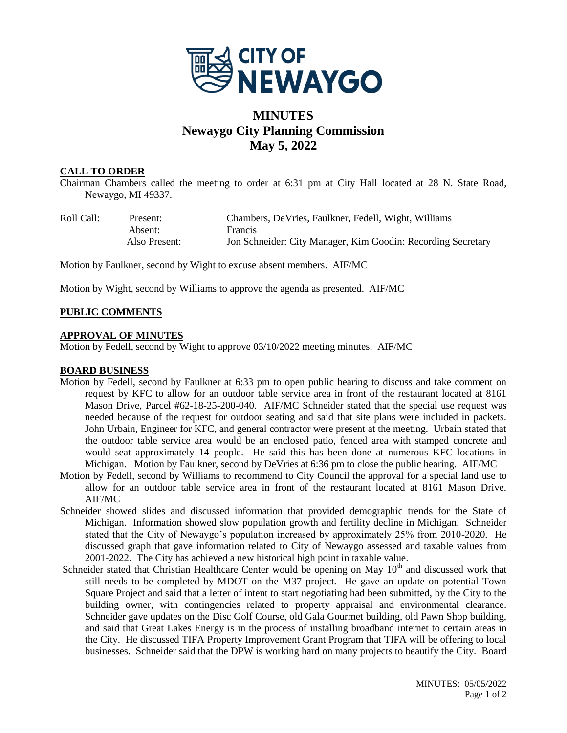# MINUTES
## Newaygo City Planning Commission
## May 5, 2022

**CALL TO ORDER**

Chairman Chambers called the meeting to order at 6:31 pm at City Hall located at 28 N. State Road, Newaygo, MI 49337.

| Roll Call: | Present: | Chambers, DeVries, Faulkner, Fedell, Wight, Williams |
|---|---|---|
| | Absent: | Francis |
| | Also Present: | Jon Schneider: City Manager, Kim Goodin: Recording Secretary |

Motion by Faulkner, second by Wight to excuse absent members. AIF/MC

Motion by Wight, second by Williams to approve the agenda as presented. AIF/MC

**PUBLIC COMMENTS**

**APPROVAL OF MINUTES**

Motion by Fedell, second by Wight to approve 03/10/2022 meeting minutes. AIF/MC

**BOARD BUSINESS**

Motion by Fedell, second by Faulkner at 6:33 pm to open public hearing to discuss and take comment on request by KFC to allow for an outdoor table service area in front of the restaurant located at 8161 Mason Drive, Parcel #62-18-25-200-040. AIF/MC Schneider stated that the special use request was needed because of the request for outdoor seating and said that site plans were included in packets. John Urbain, Engineer for KFC, and general contractor were present at the meeting. Urbain stated that the outdoor table service area would be an enclosed patio, fenced area with stamped concrete and would seat approximately 14 people. He said this has been done at numerous KFC locations in Michigan. Motion by Faulkner, second by DeVries at 6:36 pm to close the public hearing. AIF/MC

Motion by Fedell, second by Williams to recommend to City Council the approval for a special land use to allow for an outdoor table service area in front of the restaurant located at 8161 Mason Drive. AIF/MC

Schneider showed slides and discussed information that provided demographic trends for the State of Michigan. Information showed slow population growth and fertility decline in Michigan. Schneider stated that the City of Newaygo's population increased by approximately 25% from 2010-2020. He discussed graph that gave information related to City of Newaygo assessed and taxable values from 2001-2022. The City has achieved a new historical high point in taxable value.

Schneider stated that Christian Healthcare Center would be opening on May 10th and discussed work that still needs to be completed by MDOT on the M37 project. He gave an update on potential Town Square Project and said that a letter of intent to start negotiating had been submitted, by the City to the building owner, with contingencies related to property appraisal and environmental clearance. Schneider gave updates on the Disc Golf Course, old Gala Gourmet building, old Pawn Shop building, and said that Great Lakes Energy is in the process of installing broadband internet to certain areas in the City. He discussed TIFA Property Improvement Grant Program that TIFA will be offering to local businesses. Schneider said that the DPW is working hard on many projects to beautify the City. Board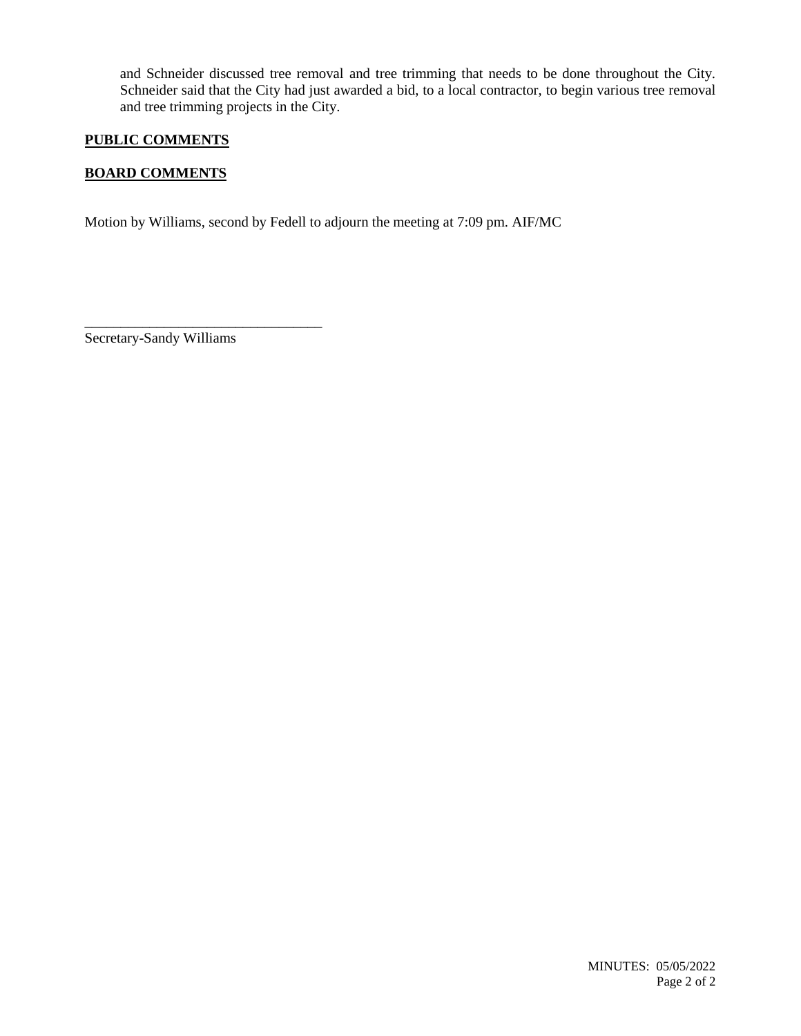and Schneider discussed tree removal and tree trimming that needs to be done throughout the City. Schneider said that the City had just awarded a bid, to a local contractor, to begin various tree removal and tree trimming projects in the City.

**PUBLIC COMMENTS**

**BOARD COMMENTS**

Motion by Williams, second by Fedell to adjourn the meeting at 7:09 pm. AIF/MC

_________________________________
Secretary-Sandy Williams

MINUTES: 05/05/2022